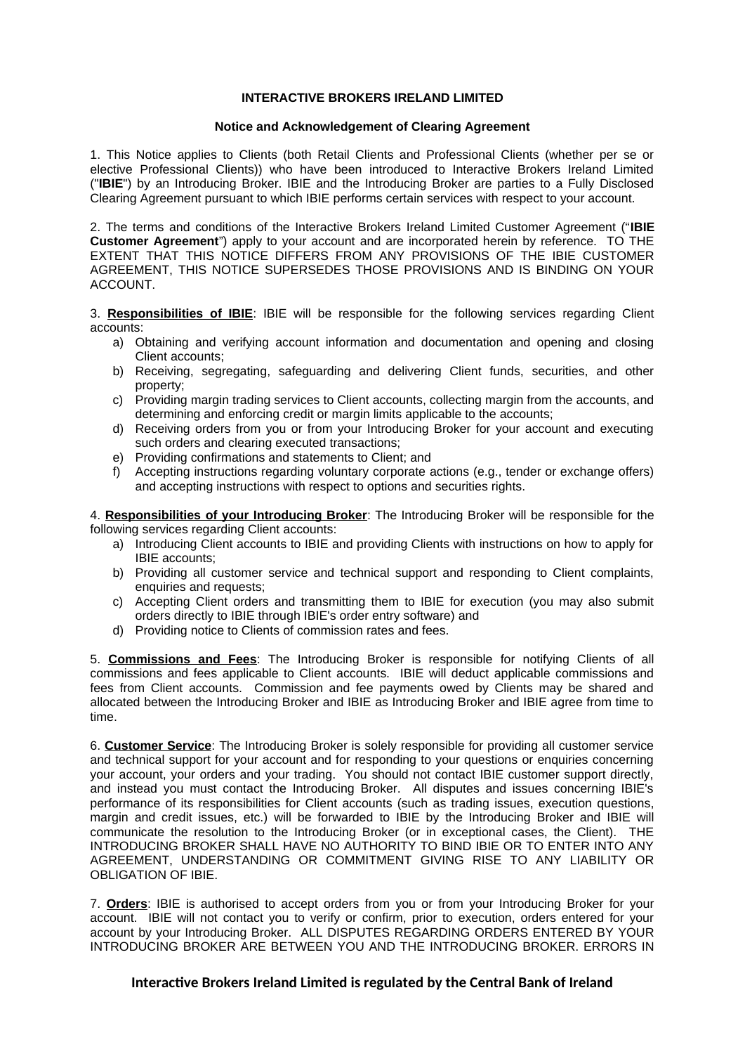**INTERACTIVE BROKERS IRELAND LIMITED**

**Notice and Acknowledgement of Clearing Agreement**

1. This Notice applies to Clients (both Retail Clients and Professional Clients (whether per se or elective Professional Clients)) who have been introduced to Interactive Brokers Ireland Limited ("**IBIE**") by an Introducing Broker. IBIE and the Introducing Broker are parties to a Fully Disclosed Clearing Agreement pursuant to which IBIE performs certain services with respect to your account.

2. The terms and conditions of the Interactive Brokers Ireland Limited Customer Agreement ("**IBIE Customer Agreement**") apply to your account and are incorporated herein by reference. TO THE EXTENT THAT THIS NOTICE DIFFERS FROM ANY PROVISIONS OF THE IBIE CUSTOMER AGREEMENT, THIS NOTICE SUPERSEDES THOSE PROVISIONS AND IS BINDING ON YOUR ACCOUNT.

3. **Responsibilities of IBIE**: IBIE will be responsible for the following services regarding Client accounts:

a) Obtaining and verifying account information and documentation and opening and closing Client accounts;
b) Receiving, segregating, safeguarding and delivering Client funds, securities, and other property;
c) Providing margin trading services to Client accounts, collecting margin from the accounts, and determining and enforcing credit or margin limits applicable to the accounts;
d) Receiving orders from you or from your Introducing Broker for your account and executing such orders and clearing executed transactions;
e) Providing confirmations and statements to Client; and
f) Accepting instructions regarding voluntary corporate actions (e.g., tender or exchange offers) and accepting instructions with respect to options and securities rights.

4. **Responsibilities of your Introducing Broker**: The Introducing Broker will be responsible for the following services regarding Client accounts:

a) Introducing Client accounts to IBIE and providing Clients with instructions on how to apply for IBIE accounts;
b) Providing all customer service and technical support and responding to Client complaints, enquiries and requests;
c) Accepting Client orders and transmitting them to IBIE for execution (you may also submit orders directly to IBIE through IBIE's order entry software) and
d) Providing notice to Clients of commission rates and fees.

5. **Commissions and Fees**: The Introducing Broker is responsible for notifying Clients of all commissions and fees applicable to Client accounts. IBIE will deduct applicable commissions and fees from Client accounts. Commission and fee payments owed by Clients may be shared and allocated between the Introducing Broker and IBIE as Introducing Broker and IBIE agree from time to time.

6. **Customer Service**: The Introducing Broker is solely responsible for providing all customer service and technical support for your account and for responding to your questions or enquiries concerning your account, your orders and your trading. You should not contact IBIE customer support directly, and instead you must contact the Introducing Broker. All disputes and issues concerning IBIE's performance of its responsibilities for Client accounts (such as trading issues, execution questions, margin and credit issues, etc.) will be forwarded to IBIE by the Introducing Broker and IBIE will communicate the resolution to the Introducing Broker (or in exceptional cases, the Client). THE INTRODUCING BROKER SHALL HAVE NO AUTHORITY TO BIND IBIE OR TO ENTER INTO ANY AGREEMENT, UNDERSTANDING OR COMMITMENT GIVING RISE TO ANY LIABILITY OR OBLIGATION OF IBIE.

7. **Orders**: IBIE is authorised to accept orders from you or from your Introducing Broker for your account. IBIE will not contact you to verify or confirm, prior to execution, orders entered for your account by your Introducing Broker. ALL DISPUTES REGARDING ORDERS ENTERED BY YOUR INTRODUCING BROKER ARE BETWEEN YOU AND THE INTRODUCING BROKER. ERRORS IN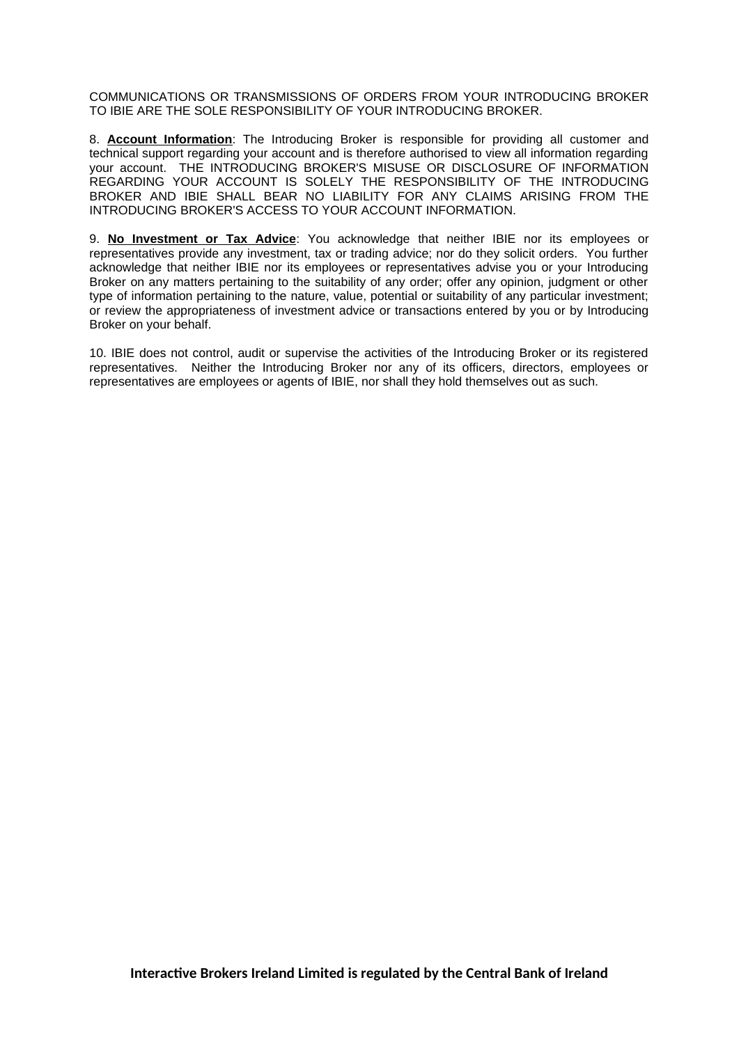COMMUNICATIONS OR TRANSMISSIONS OF ORDERS FROM YOUR INTRODUCING BROKER TO IBIE ARE THE SOLE RESPONSIBILITY OF YOUR INTRODUCING BROKER.

8. **Account Information**: The Introducing Broker is responsible for providing all customer and technical support regarding your account and is therefore authorised to view all information regarding your account. THE INTRODUCING BROKER'S MISUSE OR DISCLOSURE OF INFORMATION REGARDING YOUR ACCOUNT IS SOLELY THE RESPONSIBILITY OF THE INTRODUCING BROKER AND IBIE SHALL BEAR NO LIABILITY FOR ANY CLAIMS ARISING FROM THE INTRODUCING BROKER'S ACCESS TO YOUR ACCOUNT INFORMATION.

9. **No Investment or Tax Advice**: You acknowledge that neither IBIE nor its employees or representatives provide any investment, tax or trading advice; nor do they solicit orders. You further acknowledge that neither IBIE nor its employees or representatives advise you or your Introducing Broker on any matters pertaining to the suitability of any order; offer any opinion, judgment or other type of information pertaining to the nature, value, potential or suitability of any particular investment; or review the appropriateness of investment advice or transactions entered by you or by Introducing Broker on your behalf.

10. IBIE does not control, audit or supervise the activities of the Introducing Broker or its registered representatives. Neither the Introducing Broker nor any of its officers, directors, employees or representatives are employees or agents of IBIE, nor shall they hold themselves out as such.

**Interactive Brokers Ireland Limited is regulated by the Central Bank of Ireland**